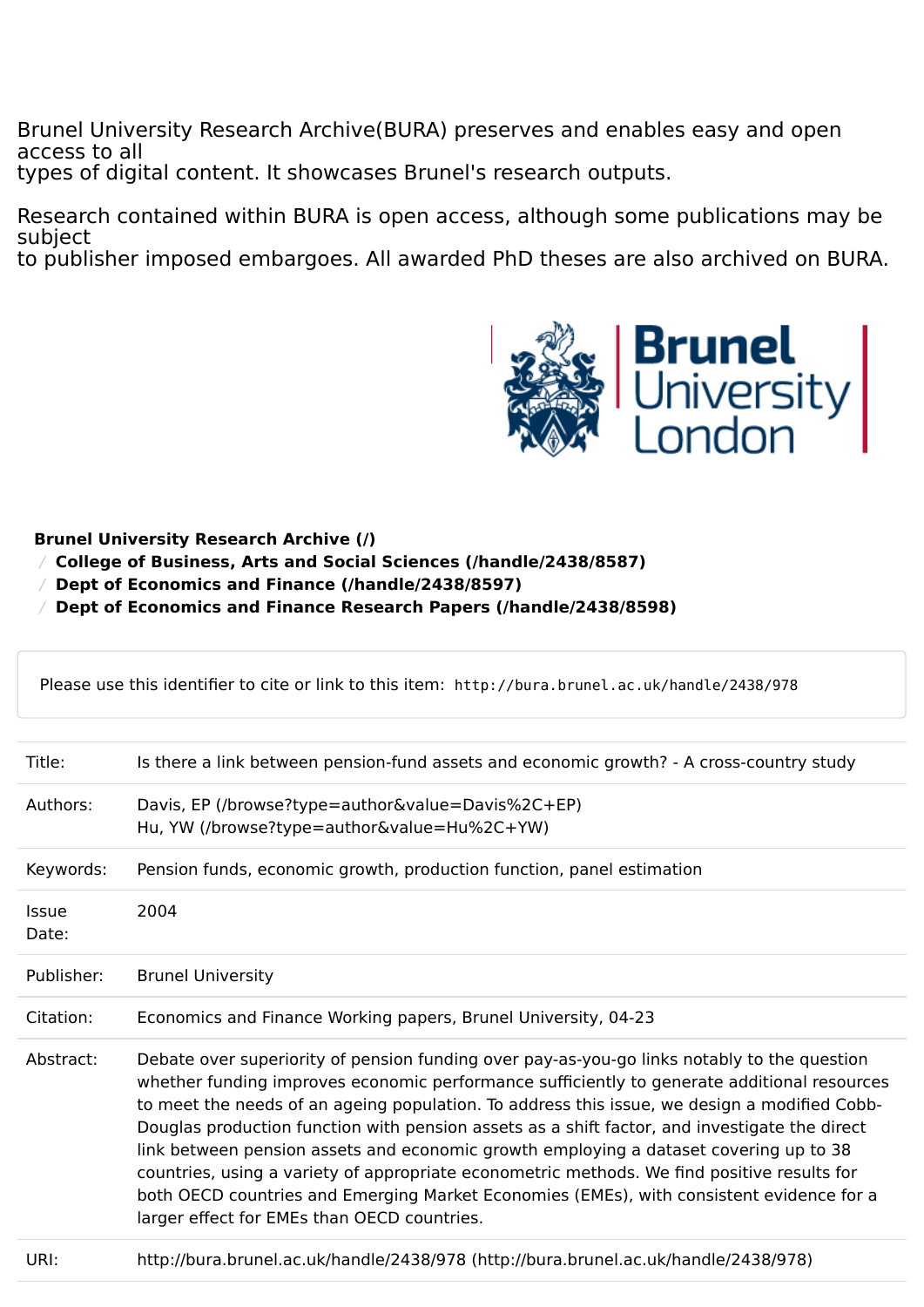Brunel University Research Archive(BURA) preserves and enables easy and open access to all types of digital content. It showcases Brunel's research outputs.

Research contained within BURA is open access, although some publications may be subject to publisher imposed embargoes. All awarded PhD theses are also archived on BURA.

**Brunel University Research Archive (/)**
/ **College of Business, Arts and Social Sciences (/handle/2438/8587)**
/ **Dept of Economics and Finance (/handle/2438/8597)**
/ **Dept of Economics and Finance Research Papers (/handle/2438/8598)**

Please use this identifier to cite or link to this item: `http://bura.brunel.ac.uk/handle/2438/978`

| | |
|---|---|
| Title: | Is there a link between pension-fund assets and economic growth? - A cross-country study |
| Authors: | Davis, EP (/browse?type=author&value=Davis%2C+EP)<br>Hu, YW (/browse?type=author&value=Hu%2C+YW) |
| Keywords: | Pension funds, economic growth, production function, panel estimation |
| Issue Date: | 2004 |
| Publisher: | Brunel University |
| Citation: | Economics and Finance Working papers, Brunel University, 04-23 |
| Abstract: | Debate over superiority of pension funding over pay-as-you-go links notably to the question whether funding improves economic performance sufficiently to generate additional resources to meet the needs of an ageing population. To address this issue, we design a modified Cobb-Douglas production function with pension assets as a shift factor, and investigate the direct link between pension assets and economic growth employing a dataset covering up to 38 countries, using a variety of appropriate econometric methods. We find positive results for both OECD countries and Emerging Market Economies (EMEs), with consistent evidence for a larger effect for EMEs than OECD countries. |
| URI: | http://bura.brunel.ac.uk/handle/2438/978 (http://bura.brunel.ac.uk/handle/2438/978) |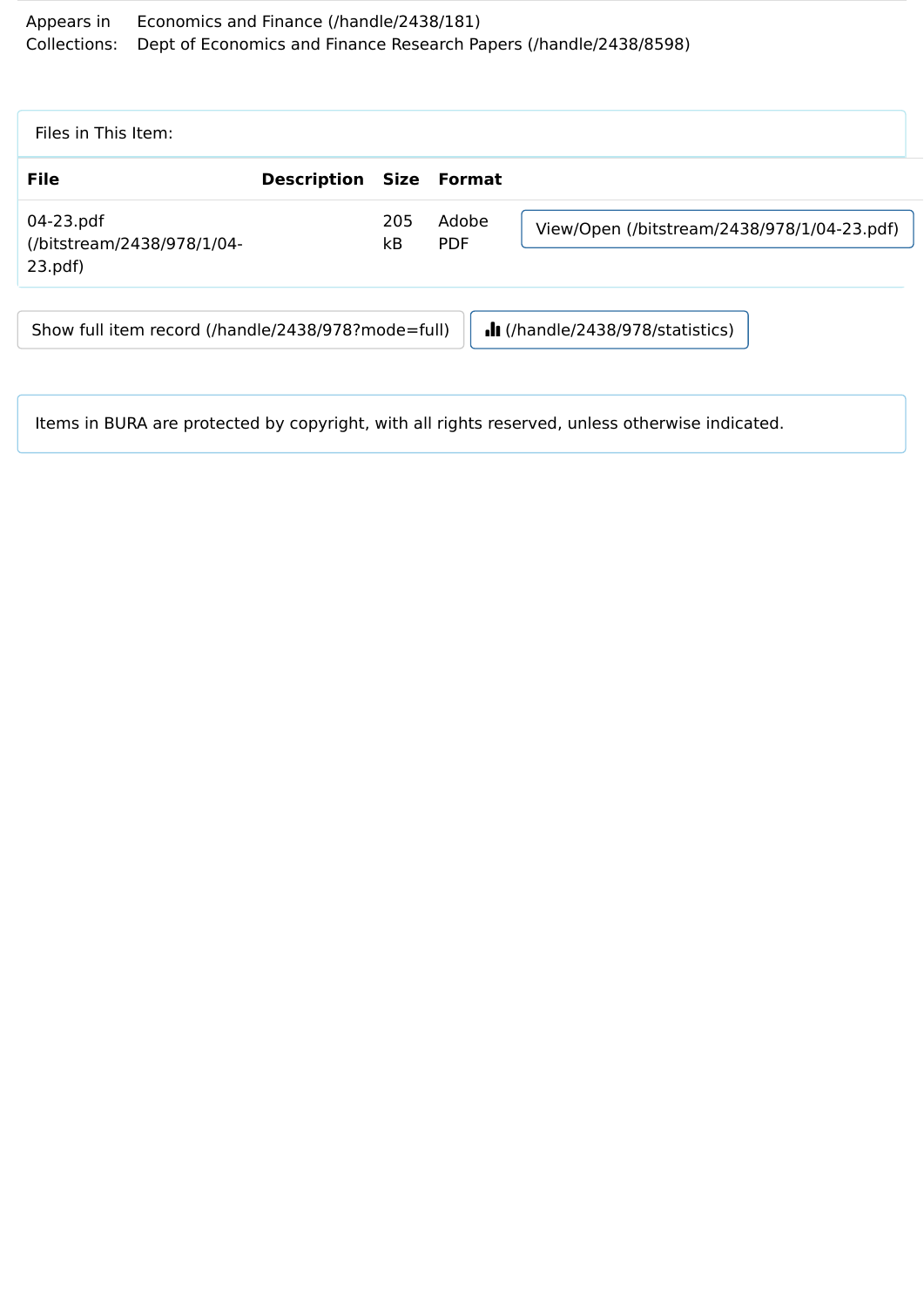| | |
|---|---|
| Appears in Collections: | Economics and Finance (/handle/2438/181)<br>Dept of Economics and Finance Research Papers (/handle/2438/8598) |

Files in This Item:

| File | Description | Size | Format | |
|---|---|---|---|---|
| 04-23.pdf (/bitstream/2438/978/1/04-23.pdf) | | 205 kB | Adobe PDF | View/Open (/bitstream/2438/978/1/04-23.pdf) |

Show full item record (/handle/2438/978?mode=full)

(/handle/2438/978/statistics)

Items in BURA are protected by copyright, with all rights reserved, unless otherwise indicated.